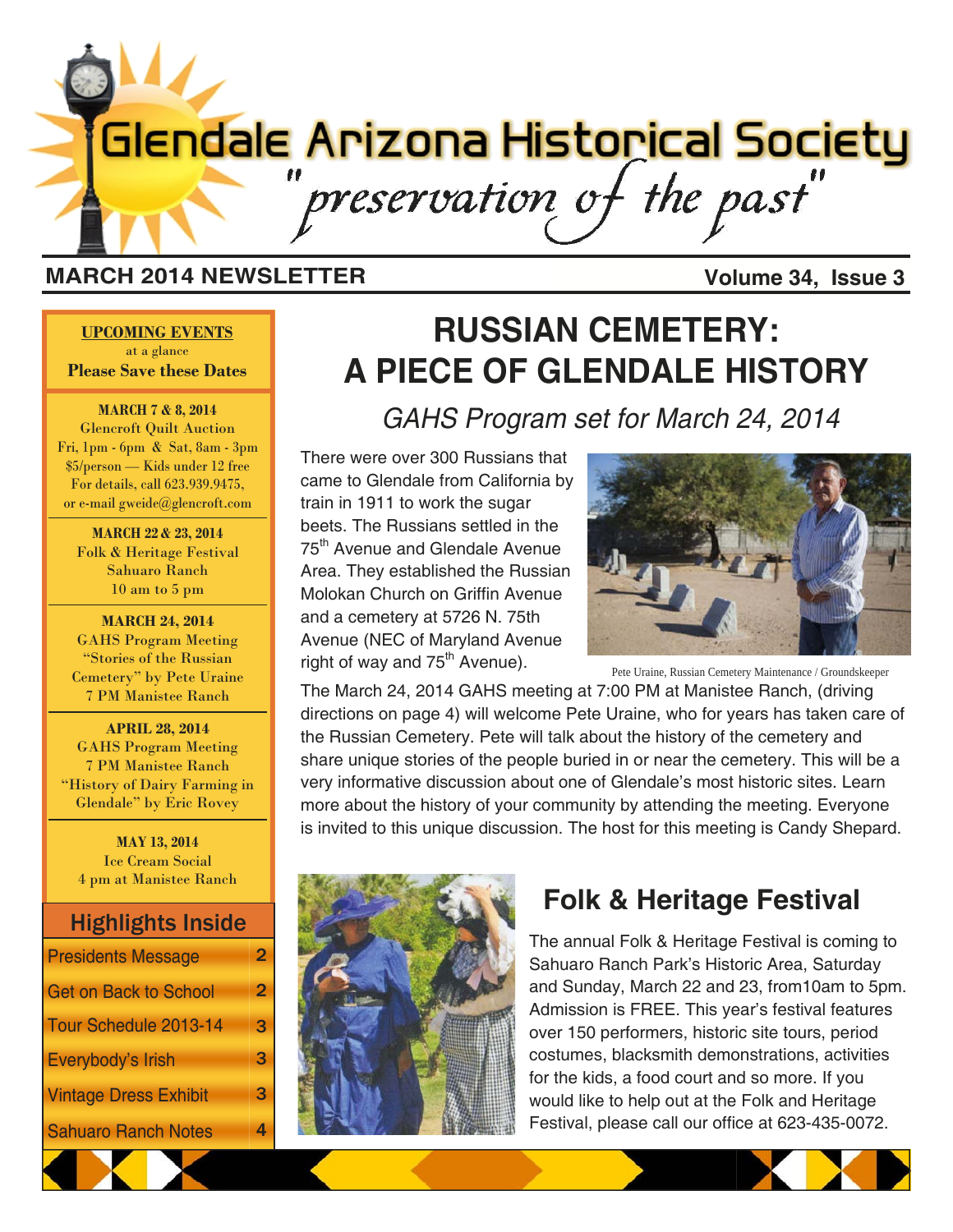# Glendale Arizona Historical Society

*"preservation of the past"*

**MARCH 2014 NEWSLETTER** **Volume 34, Issue 3**

**UPCOMING EVENTS**
at a glance
**Please Save these Dates**

**MARCH 7 & 8, 2014**
Glencroft Quilt Auction
Fri, 1pm - 6pm & Sat, 8am - 3pm
$5/person — Kids under 12 free
For details, call 623.939.9475,
or e-mail gweide@glencroft.com

**MARCH 22 & 23, 2014**
Folk & Heritage Festival
Sahuaro Ranch
10 am to 5 pm

**MARCH 24, 2014**
GAHS Program Meeting
"Stories of the Russian Cemetery" by Pete Uraine
7 PM Manistee Ranch

**APRIL 28, 2014**
GAHS Program Meeting
7 PM Manistee Ranch
"History of Dairy Farming in Glendale" by Eric Rovey

**MAY 13, 2014**
Ice Cream Social
4 pm at Manistee Ranch

## Highlights Inside

| | |
|---|---|
| Presidents Message | 2 |
| Get on Back to School | 2 |
| Tour Schedule 2013-14 | 3 |
| Everybody's Irish | 3 |
| Vintage Dress Exhibit | 3 |
| Sahuaro Ranch Notes | 4 |

# RUSSIAN CEMETERY: A PIECE OF GLENDALE HISTORY

*GAHS Program set for March 24, 2014*

There were over 300 Russians that came to Glendale from California by train in 1911 to work the sugar beets. The Russians settled in the 75th Avenue and Glendale Avenue Area. They established the Russian Molokan Church on Griffin Avenue and a cemetery at 5726 N. 75th Avenue (NEC of Maryland Avenue right of way and 75th Avenue).

Pete Uraine, Russian Cemetery Maintenance / Groundskeeper

The March 24, 2014 GAHS meeting at 7:00 PM at Manistee Ranch, (driving directions on page 4) will welcome Pete Uraine, who for years has taken care of the Russian Cemetery. Pete will talk about the history of the cemetery and share unique stories of the people buried in or near the cemetery. This will be a very informative discussion about one of Glendale's most historic sites. Learn more about the history of your community by attending the meeting. Everyone is invited to this unique discussion. The host for this meeting is Candy Shepard.

## Folk & Heritage Festival

The annual Folk & Heritage Festival is coming to Sahuaro Ranch Park's Historic Area, Saturday and Sunday, March 22 and 23, from10am to 5pm. Admission is FREE. This year's festival features over 150 performers, historic site tours, period costumes, blacksmith demonstrations, activities for the kids, a food court and so more. If you would like to help out at the Folk and Heritage Festival, please call our office at 623-435-0072.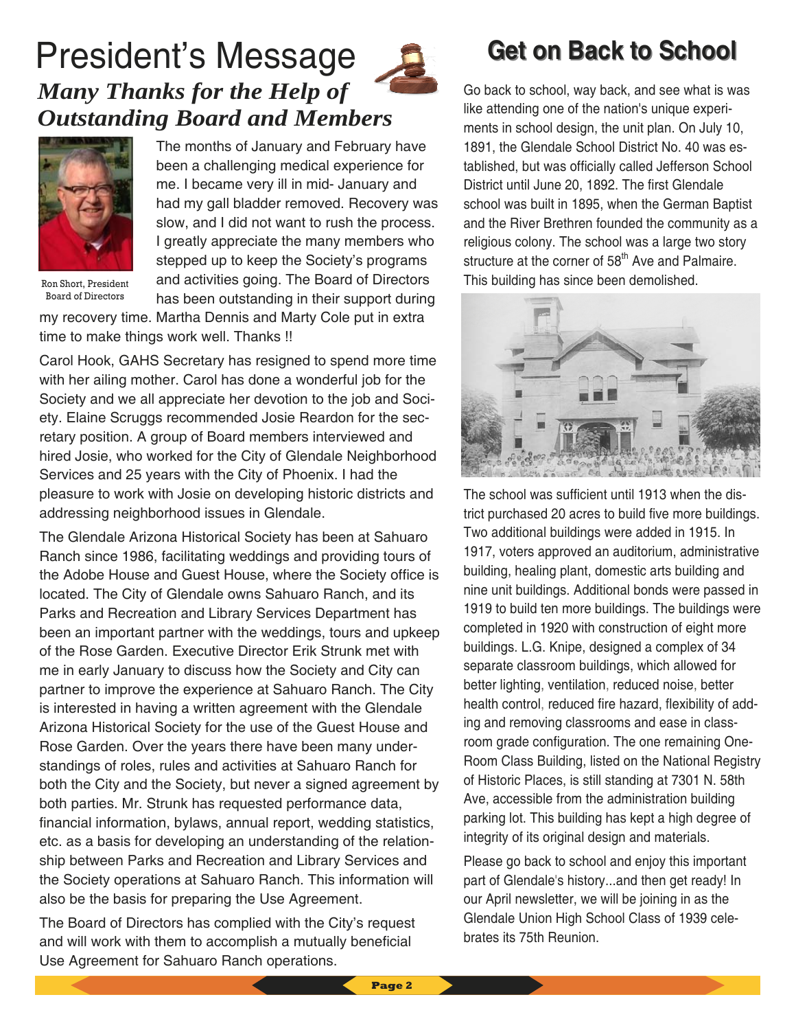# President's Message

## *Many Thanks for the Help of Outstanding Board and Members*

Ron Short, President
Board of Directors

The months of January and February have been a challenging medical experience for me. I became very ill in mid- January and had my gall bladder removed. Recovery was slow, and I did not want to rush the process. I greatly appreciate the many members who stepped up to keep the Society's programs and activities going. The Board of Directors has been outstanding in their support during my recovery time. Martha Dennis and Marty Cole put in extra time to make things work well. Thanks !!

Carol Hook, GAHS Secretary has resigned to spend more time with her ailing mother. Carol has done a wonderful job for the Society and we all appreciate her devotion to the job and Society. Elaine Scruggs recommended Josie Reardon for the secretary position. A group of Board members interviewed and hired Josie, who worked for the City of Glendale Neighborhood Services and 25 years with the City of Phoenix. I had the pleasure to work with Josie on developing historic districts and addressing neighborhood issues in Glendale.

The Glendale Arizona Historical Society has been at Sahuaro Ranch since 1986, facilitating weddings and providing tours of the Adobe House and Guest House, where the Society office is located. The City of Glendale owns Sahuaro Ranch, and its Parks and Recreation and Library Services Department has been an important partner with the weddings, tours and upkeep of the Rose Garden. Executive Director Erik Strunk met with me in early January to discuss how the Society and City can partner to improve the experience at Sahuaro Ranch. The City is interested in having a written agreement with the Glendale Arizona Historical Society for the use of the Guest House and Rose Garden. Over the years there have been many understandings of roles, rules and activities at Sahuaro Ranch for both the City and the Society, but never a signed agreement by both parties. Mr. Strunk has requested performance data, financial information, bylaws, annual report, wedding statistics, etc. as a basis for developing an understanding of the relationship between Parks and Recreation and Library Services and the Society operations at Sahuaro Ranch. This information will also be the basis for preparing the Use Agreement.

The Board of Directors has complied with the City's request and will work with them to accomplish a mutually beneficial Use Agreement for Sahuaro Ranch operations.

# Get on Back to School

Go back to school, way back, and see what is was like attending one of the nation's unique experiments in school design, the unit plan. On July 10, 1891, the Glendale School District No. 40 was established, but was officially called Jefferson School District until June 20, 1892. The first Glendale school was built in 1895, when the German Baptist and the River Brethren founded the community as a religious colony. The school was a large two story structure at the corner of 58th Ave and Palmaire. This building has since been demolished.

The school was sufficient until 1913 when the district purchased 20 acres to build five more buildings. Two additional buildings were added in 1915. In 1917, voters approved an auditorium, administrative building, healing plant, domestic arts building and nine unit buildings. Additional bonds were passed in 1919 to build ten more buildings. The buildings were completed in 1920 with construction of eight more buildings. L.G. Knipe, designed a complex of 34 separate classroom buildings, which allowed for better lighting, ventilation, reduced noise, better health control, reduced fire hazard, flexibility of adding and removing classrooms and ease in classroom grade configuration. The one remaining One-Room Class Building, listed on the National Registry of Historic Places, is still standing at 7301 N. 58th Ave, accessible from the administration building parking lot. This building has kept a high degree of integrity of its original design and materials.

Please go back to school and enjoy this important part of Glendale's history...and then get ready! In our April newsletter, we will be joining in as the Glendale Union High School Class of 1939 celebrates its 75th Reunion.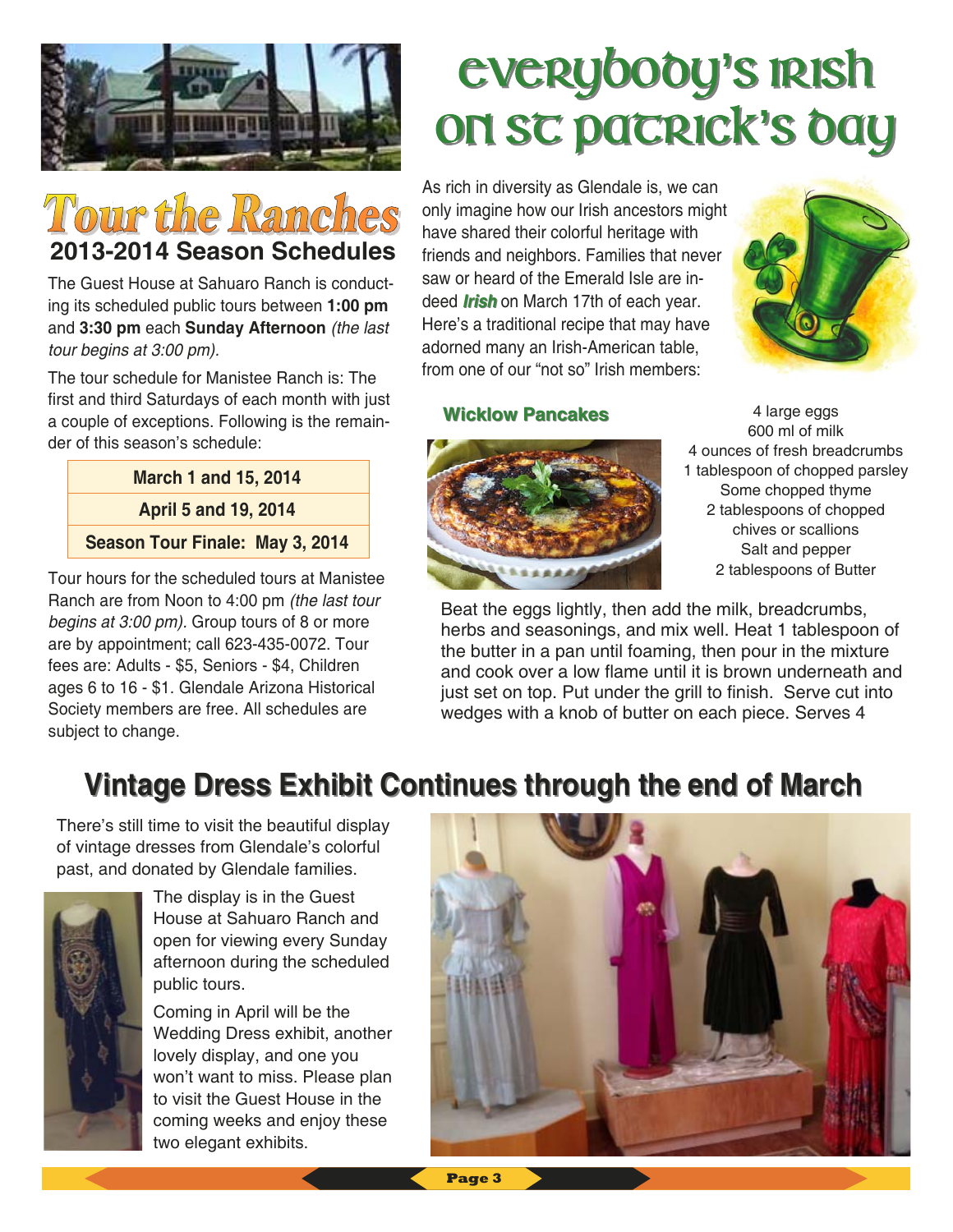# Tour the Ranches

## 2013-2014 Season Schedules

The Guest House at Sahuaro Ranch is conducting its scheduled public tours between **1:00 pm** and **3:30 pm** each **Sunday Afternoon** *(the last tour begins at 3:00 pm).*

The tour schedule for Manistee Ranch is: The first and third Saturdays of each month with just a couple of exceptions. Following is the remainder of this season's schedule:

| March 1 and 15, 2014 |
| --- |
| April 5 and 19, 2014 |
| Season Tour Finale: May 3, 2014 |

Tour hours for the scheduled tours at Manistee Ranch are from Noon to 4:00 pm *(the last tour begins at 3:00 pm).* Group tours of 8 or more are by appointment; call 623-435-0072. Tour fees are: Adults - $5, Seniors - $4, Children ages 6 to 16 - $1. Glendale Arizona Historical Society members are free. All schedules are subject to change.

# Everybody's Irish on St Patrick's Day

As rich in diversity as Glendale is, we can only imagine how our Irish ancestors might have shared their colorful heritage with friends and neighbors. Families that never saw or heard of the Emerald Isle are indeed ***Irish*** on March 17th of each year. Here's a traditional recipe that may have adorned many an Irish-American table, from one of our "not so" Irish members:

### Wicklow Pancakes

4 large eggs
600 ml of milk
4 ounces of fresh breadcrumbs
1 tablespoon of chopped parsley
Some chopped thyme
2 tablespoons of chopped chives or scallions
Salt and pepper
2 tablespoons of Butter

Beat the eggs lightly, then add the milk, breadcrumbs, herbs and seasonings, and mix well. Heat 1 tablespoon of the butter in a pan until foaming, then pour in the mixture and cook over a low flame until it is brown underneath and just set on top. Put under the grill to finish. Serve cut into wedges with a knob of butter on each piece. Serves 4

## Vintage Dress Exhibit Continues through the end of March

There's still time to visit the beautiful display of vintage dresses from Glendale's colorful past, and donated by Glendale families.

The display is in the Guest House at Sahuaro Ranch and open for viewing every Sunday afternoon during the scheduled public tours.

Coming in April will be the Wedding Dress exhibit, another lovely display, and one you won't want to miss. Please plan to visit the Guest House in the coming weeks and enjoy these two elegant exhibits.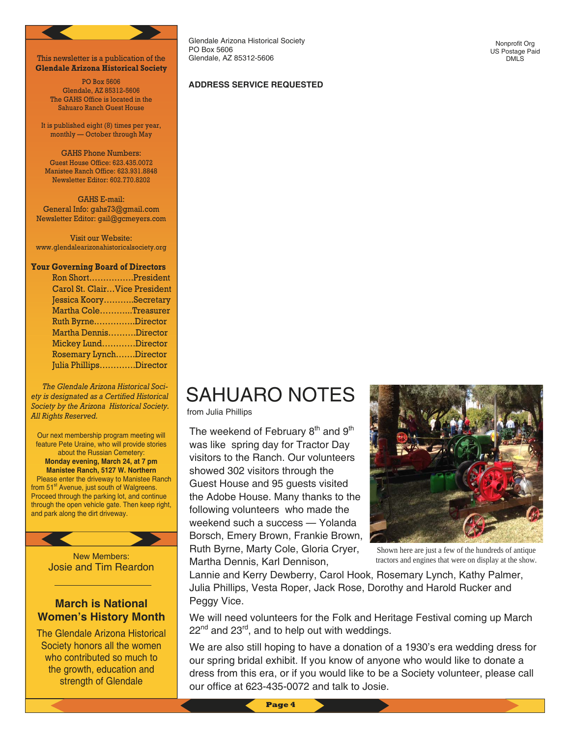This newsletter is a publication of the **Glendale Arizona Historical Society**

PO Box 5606
Glendale, AZ 85312-5606
The GAHS Office is located in the Sahuaro Ranch Guest House

It is published eight (8) times per year, monthly — October through May

GAHS Phone Numbers:
Guest House Office: 623.435.0072
Manistee Ranch Office: 623.931.8848
Newsletter Editor: 602.770.8202

GAHS E-mail:
General Info: gahs73@gmail.com
Newsletter Editor: gail@gcmeyers.com

Visit our Website:
www.glendalearizonahistoricalsociety.org

**Your Governing Board of Directors**

Ron Short................President
Carol St. Clair...Vice President
Jessica Koory...........Secretary
Martha Cole............Treasurer
Ruth Byrne...............Director
Martha Dennis..........Director
Mickey Lund............Director
Rosemary Lynch.......Director
Julia Phillips.............Director

*The Glendale Arizona Historical Society is designated as a Certified Historical Society by the Arizona Historical Society. All Rights Reserved.*

Our next membership program meeting will feature Pete Uraine, who will provide stories about the Russian Cemetery:
**Monday evening, March 24, at 7 pm**
**Manistee Ranch, 5127 W. Northern**
Please enter the driveway to Manistee Ranch from 51st Avenue, just south of Walgreens. Proceed through the parking lot, and continue through the open vehicle gate. Then keep right, and park along the dirt driveway.

New Members:
Josie and Tim Reardon

## March is National Women's History Month

The Glendale Arizona Historical Society honors all the women who contributed so much to the growth, education and strength of Glendale

Glendale Arizona Historical Society
PO Box 5606
Glendale, AZ 85312-5606

Nonprofit Org
US Postage Paid
DMLS

**ADDRESS SERVICE REQUESTED**

# SAHUARO NOTES

from Julia Phillips

The weekend of February 8th and 9th was like spring day for Tractor Day visitors to the Ranch. Our volunteers showed 302 visitors through the Guest House and 95 guests visited the Adobe House. Many thanks to the following volunteers who made the weekend such a success — Yolanda Borsch, Emery Brown, Frankie Brown, Ruth Byrne, Marty Cole, Gloria Cryer, Martha Dennis, Karl Dennison, Lannie and Kerry Dewberry, Carol Hook, Rosemary Lynch, Kathy Palmer, Julia Phillips, Vesta Roper, Jack Rose, Dorothy and Harold Rucker and Peggy Vice.

Shown here are just a few of the hundreds of antique tractors and engines that were on display at the show.

We will need volunteers for the Folk and Heritage Festival coming up March 22nd and 23rd, and to help out with weddings.

We are also still hoping to have a donation of a 1930's era wedding dress for our spring bridal exhibit. If you know of anyone who would like to donate a dress from this era, or if you would like to be a Society volunteer, please call our office at 623-435-0072 and talk to Josie.